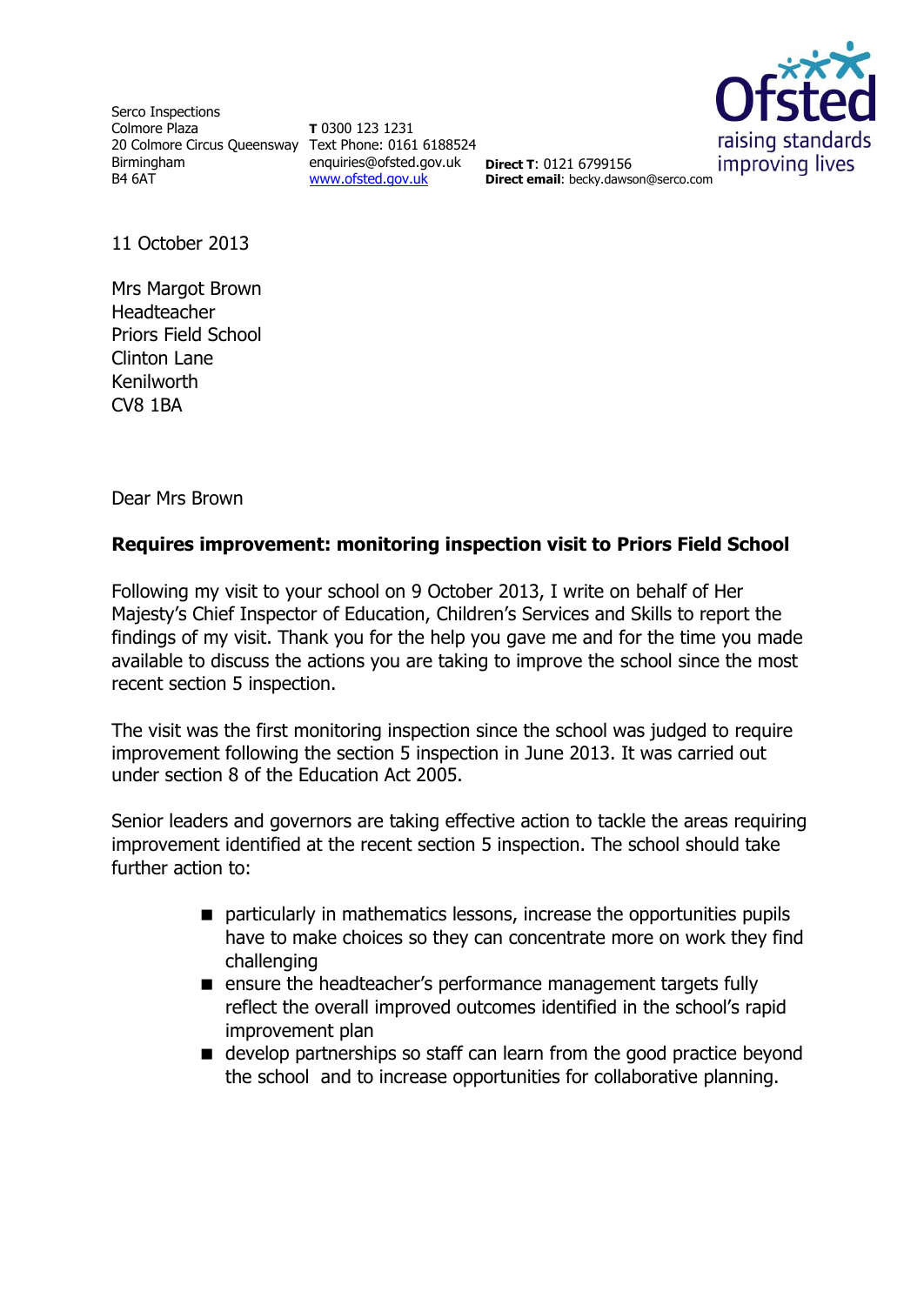Serco Inspections
Colmore Plaza
20 Colmore Circus Queensway
Birmingham
B4 6AT

**T** 0300 123 1231
Text Phone: 0161 6188524
enquiries@ofsted.gov.uk
www.ofsted.gov.uk

**Direct T**: 0121 6799156
**Direct email**: becky.dawson@serco.com

11 October 2013

Mrs Margot Brown
Headteacher
Priors Field School
Clinton Lane
Kenilworth
CV8 1BA

Dear Mrs Brown

**Requires improvement: monitoring inspection visit to Priors Field School**

Following my visit to your school on 9 October 2013, I write on behalf of Her Majesty's Chief Inspector of Education, Children's Services and Skills to report the findings of my visit. Thank you for the help you gave me and for the time you made available to discuss the actions you are taking to improve the school since the most recent section 5 inspection.

The visit was the first monitoring inspection since the school was judged to require improvement following the section 5 inspection in June 2013. It was carried out under section 8 of the Education Act 2005.

Senior leaders and governors are taking effective action to tackle the areas requiring improvement identified at the recent section 5 inspection. The school should take further action to:

- particularly in mathematics lessons, increase the opportunities pupils have to make choices so they can concentrate more on work they find challenging
- ensure the headteacher's performance management targets fully reflect the overall improved outcomes identified in the school's rapid improvement plan
- develop partnerships so staff can learn from the good practice beyond the school and to increase opportunities for collaborative planning.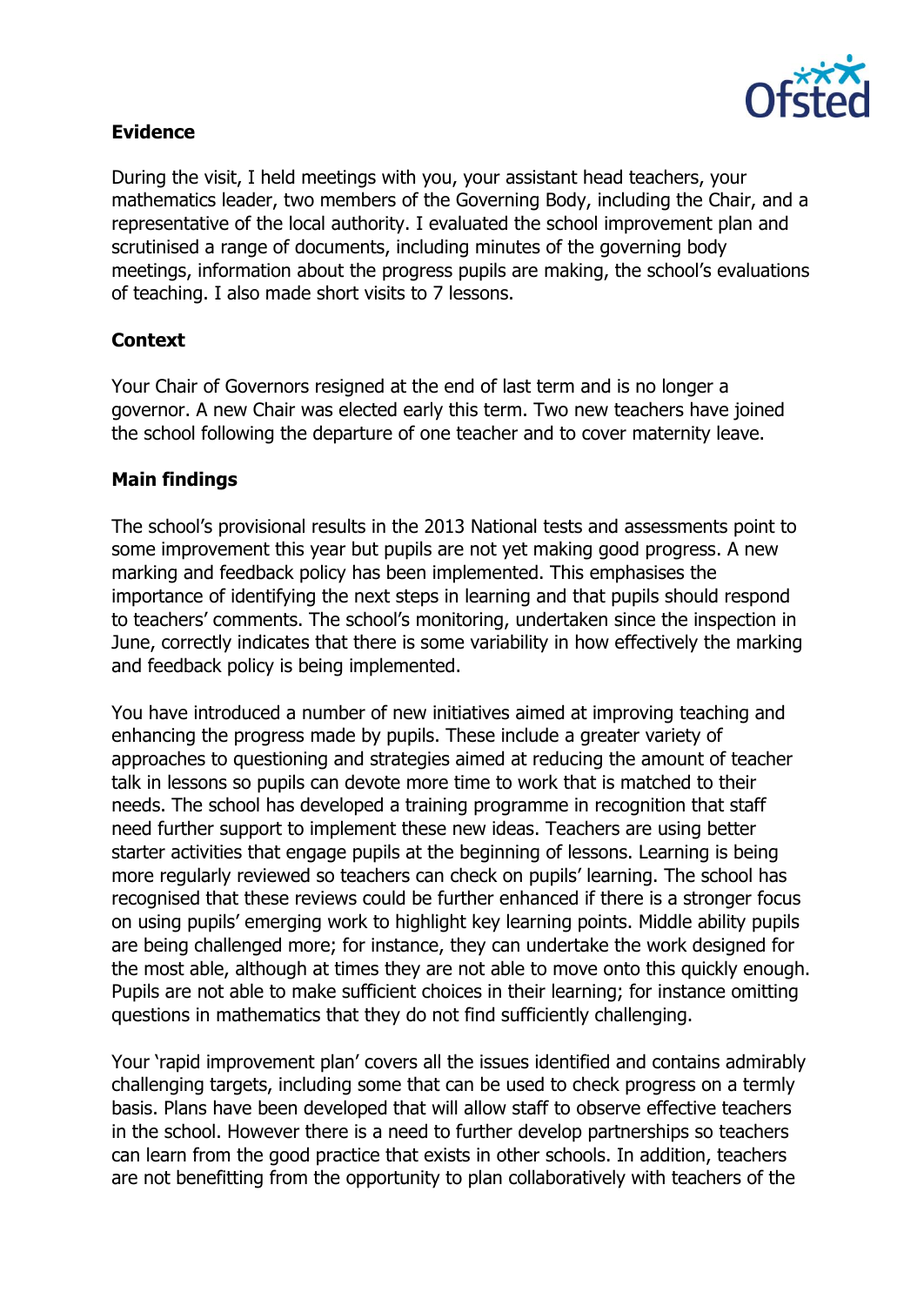## Evidence

During the visit, I held meetings with you, your assistant head teachers, your mathematics leader, two members of the Governing Body, including the Chair, and a representative of the local authority. I evaluated the school improvement plan and scrutinised a range of documents, including minutes of the governing body meetings, information about the progress pupils are making, the school's evaluations of teaching. I also made short visits to 7 lessons.

## Context

Your Chair of Governors resigned at the end of last term and is no longer a governor. A new Chair was elected early this term. Two new teachers have joined the school following the departure of one teacher and to cover maternity leave.

## Main findings

The school's provisional results in the 2013 National tests and assessments point to some improvement this year but pupils are not yet making good progress. A new marking and feedback policy has been implemented. This emphasises the importance of identifying the next steps in learning and that pupils should respond to teachers' comments. The school's monitoring, undertaken since the inspection in June, correctly indicates that there is some variability in how effectively the marking and feedback policy is being implemented.

You have introduced a number of new initiatives aimed at improving teaching and enhancing the progress made by pupils. These include a greater variety of approaches to questioning and strategies aimed at reducing the amount of teacher talk in lessons so pupils can devote more time to work that is matched to their needs. The school has developed a training programme in recognition that staff need further support to implement these new ideas. Teachers are using better starter activities that engage pupils at the beginning of lessons. Learning is being more regularly reviewed so teachers can check on pupils' learning. The school has recognised that these reviews could be further enhanced if there is a stronger focus on using pupils' emerging work to highlight key learning points. Middle ability pupils are being challenged more; for instance, they can undertake the work designed for the most able, although at times they are not able to move onto this quickly enough. Pupils are not able to make sufficient choices in their learning; for instance omitting questions in mathematics that they do not find sufficiently challenging.

Your 'rapid improvement plan' covers all the issues identified and contains admirably challenging targets, including some that can be used to check progress on a termly basis. Plans have been developed that will allow staff to observe effective teachers in the school. However there is a need to further develop partnerships so teachers can learn from the good practice that exists in other schools. In addition, teachers are not benefitting from the opportunity to plan collaboratively with teachers of the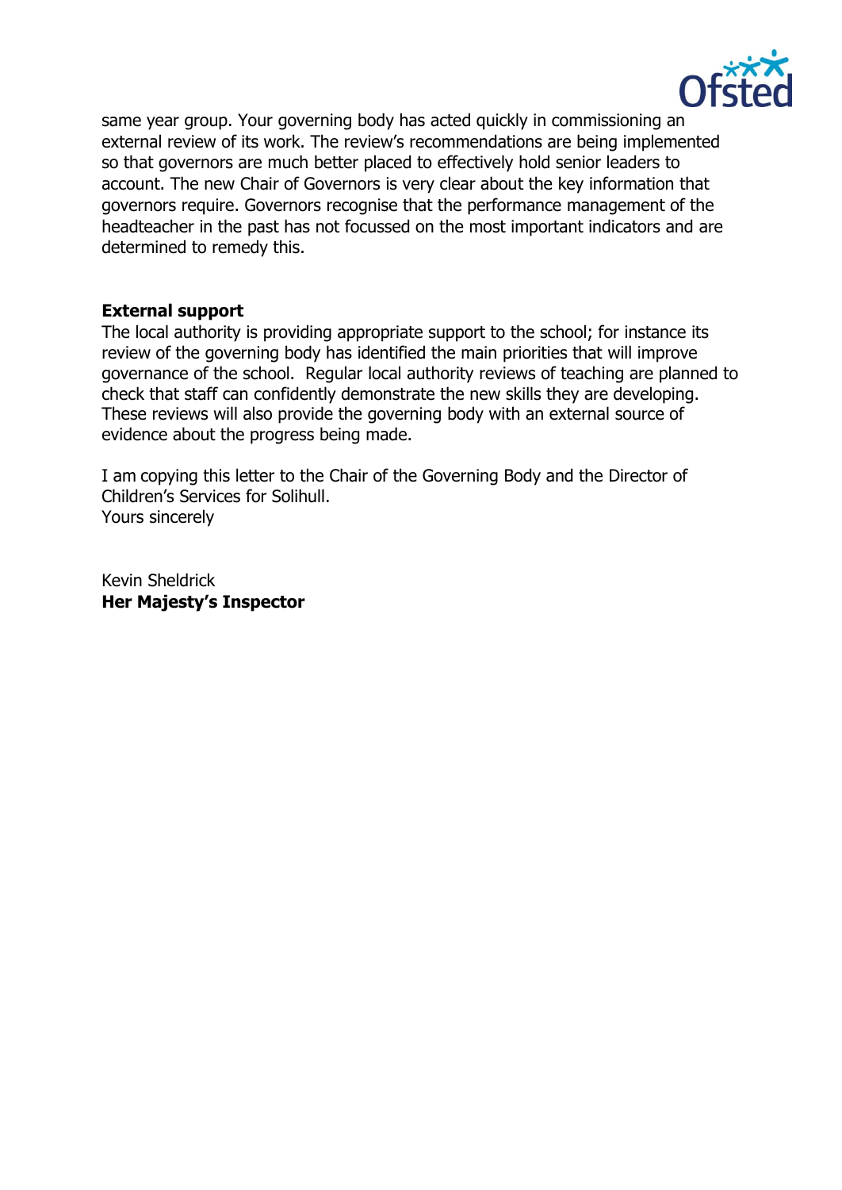same year group. Your governing body has acted quickly in commissioning an external review of its work. The review's recommendations are being implemented so that governors are much better placed to effectively hold senior leaders to account. The new Chair of Governors is very clear about the key information that governors require. Governors recognise that the performance management of the headteacher in the past has not focussed on the most important indicators and are determined to remedy this.

**External support**

The local authority is providing appropriate support to the school; for instance its review of the governing body has identified the main priorities that will improve governance of the school. Regular local authority reviews of teaching are planned to check that staff can confidently demonstrate the new skills they are developing. These reviews will also provide the governing body with an external source of evidence about the progress being made.

I am copying this letter to the Chair of the Governing Body and the Director of Children's Services for Solihull.

Yours sincerely

Kevin Sheldrick

**Her Majesty's Inspector**